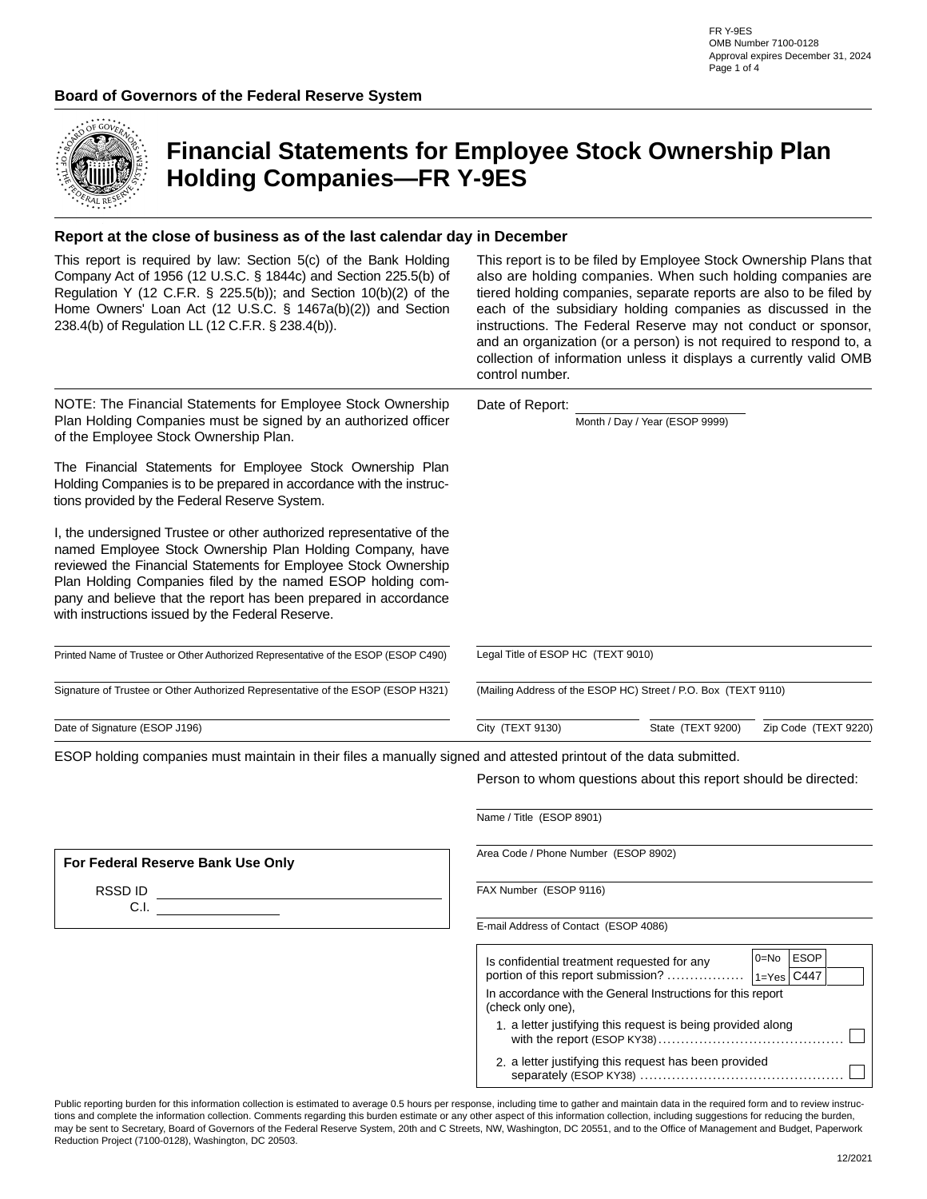FR Y-9ES
OMB Number 7100-0128
Approval expires December 31, 2024

**Board of Governors of the Federal Reserve System**

# Financial Statements for Employee Stock Ownership Plan Holding Companies—FR Y-9ES

## Report at the close of business as of the last calendar day in December

This report is required by law: Section 5(c) of the Bank Holding Company Act of 1956 (12 U.S.C. § 1844c) and Section 225.5(b) of Regulation Y (12 C.F.R. § 225.5(b)); and Section 10(b)(2) of the Home Owners' Loan Act (12 U.S.C. § 1467a(b)(2)) and Section 238.4(b) of Regulation LL (12 C.F.R. § 238.4(b)).

This report is to be filed by Employee Stock Ownership Plans that also are holding companies. When such holding companies are tiered holding companies, separate reports are also to be filed by each of the subsidiary holding companies as discussed in the instructions. The Federal Reserve may not conduct or sponsor, and an organization (or a person) is not required to respond to, a collection of information unless it displays a currently valid OMB control number.

NOTE: The Financial Statements for Employee Stock Ownership Plan Holding Companies must be signed by an authorized officer of the Employee Stock Ownership Plan.

The Financial Statements for Employee Stock Ownership Plan Holding Companies is to be prepared in accordance with the instructions provided by the Federal Reserve System.

I, the undersigned Trustee or other authorized representative of the named Employee Stock Ownership Plan Holding Company, have reviewed the Financial Statements for Employee Stock Ownership Plan Holding Companies filed by the named ESOP holding company and believe that the report has been prepared in accordance with instructions issued by the Federal Reserve.

Date of Report: ______________________
Month / Day / Year (ESOP 9999)

______________________
Printed Name of Trustee or Other Authorized Representative of the ESOP (ESOP C490)

______________________
Signature of Trustee or Other Authorized Representative of the ESOP (ESOP H321)

______________________
Date of Signature (ESOP J196)

______________________
Legal Title of ESOP HC (TEXT 9010)

______________________
(Mailing Address of the ESOP HC) Street / P.O. Box (TEXT 9110)

______________________ ______________________ ______________________
City (TEXT 9130) | State (TEXT 9200) | Zip Code (TEXT 9220)

ESOP holding companies must maintain in their files a manually signed and attested printout of the data submitted.

Person to whom questions about this report should be directed:

______________________
Name / Title (ESOP 8901)

______________________
Area Code / Phone Number (ESOP 8902)

______________________
FAX Number (ESOP 9116)

______________________
E-mail Address of Contact (ESOP 4086)

**For Federal Reserve Bank Use Only**

RSSD ID ______________________

C.I. ______________________

| Is confidential treatment requested for any portion of this report submission? ................ | 0=No / 1=Yes | ESOP C447 | |
|---|---|---|---|

In accordance with the General Instructions for this report (check only one),

1. a letter justifying this request is being provided along with the report (ESOP KY38)........................................ ☐
2. a letter justifying this request has been provided separately (ESOP KY38) ............................................ ☐

Public reporting burden for this information collection is estimated to average 0.5 hours per response, including time to gather and maintain data in the required form and to review instructions and complete the information collection. Comments regarding this burden estimate or any other aspect of this information collection, including suggestions for reducing the burden, may be sent to Secretary, Board of Governors of the Federal Reserve System, 20th and C Streets, NW, Washington, DC 20551, and to the Office of Management and Budget, Paperwork Reduction Project (7100-0128), Washington, DC 20503.

12/2021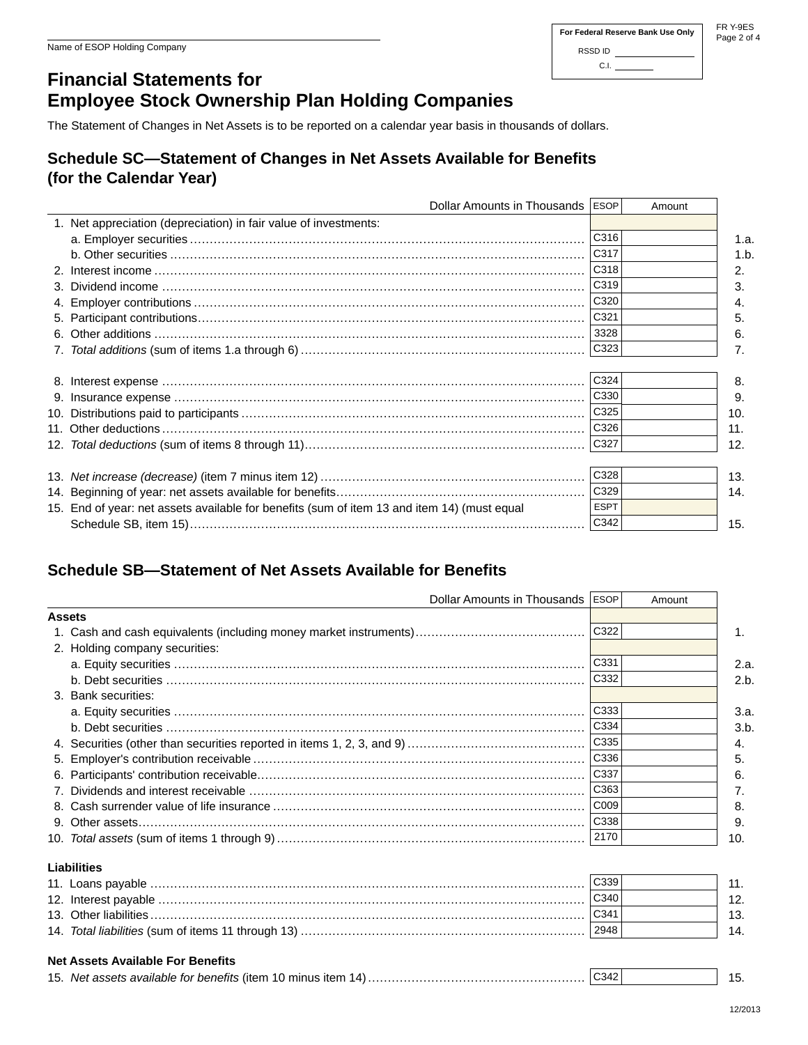Name of ESOP Holding Company

| For Federal Reserve Bank Use Only |
|---|
| RSSD ID |
| C.I. |

# Financial Statements for Employee Stock Ownership Plan Holding Companies

The Statement of Changes in Net Assets is to be reported on a calendar year basis in thousands of dollars.

## Schedule SC—Statement of Changes in Net Assets Available for Benefits (for the Calendar Year)

| Dollar Amounts in Thousands | ESOP | Amount | |
|---|---|---|---|
| 1. Net appreciation (depreciation) in fair value of investments: | | | |
| a. Employer securities | C316 | | 1.a. |
| b. Other securities | C317 | | 1.b. |
| 2. Interest income | C318 | | 2. |
| 3. Dividend income | C319 | | 3. |
| 4. Employer contributions | C320 | | 4. |
| 5. Participant contributions | C321 | | 5. |
| 6. Other additions | 3328 | | 6. |
| 7. *Total additions* (sum of items 1.a through 6) | C323 | | 7. |
| 8. Interest expense | C324 | | 8. |
| 9. Insurance expense | C330 | | 9. |
| 10. Distributions paid to participants | C325 | | 10. |
| 11. Other deductions | C326 | | 11. |
| 12. *Total deductions* (sum of items 8 through 11) | C327 | | 12. |
| 13. *Net increase (decrease)* (item 7 minus item 12) | C328 | | 13. |
| 14. Beginning of year: net assets available for benefits | C329 | | 14. |
| 15. End of year: net assets available for benefits (sum of item 13 and item 14) (must equal Schedule SB, item 15) | ESPT C342 | | 15. |

## Schedule SB—Statement of Net Assets Available for Benefits

| Dollar Amounts in Thousands | ESOP | Amount | |
|---|---|---|---|
| **Assets** | | | |
| 1. Cash and cash equivalents (including money market instruments) | C322 | | 1. |
| 2. Holding company securities: | | | |
| a. Equity securities | C331 | | 2.a. |
| b. Debt securities | C332 | | 2.b. |
| 3. Bank securities: | | | |
| a. Equity securities | C333 | | 3.a. |
| b. Debt securities | C334 | | 3.b. |
| 4. Securities (other than securities reported in items 1, 2, 3, and 9) | C335 | | 4. |
| 5. Employer's contribution receivable | C336 | | 5. |
| 6. Participants' contribution receivable | C337 | | 6. |
| 7. Dividends and interest receivable | C363 | | 7. |
| 8. Cash surrender value of life insurance | C009 | | 8. |
| 9. Other assets | C338 | | 9. |
| 10. *Total assets* (sum of items 1 through 9) | 2170 | | 10. |
| **Liabilities** | | | |
| 11. Loans payable | C339 | | 11. |
| 12. Interest payable | C340 | | 12. |
| 13. Other liabilities | C341 | | 13. |
| 14. *Total liabilities* (sum of items 11 through 13) | 2948 | | 14. |
| **Net Assets Available For Benefits** | | | |
| 15. *Net assets available for benefits* (item 10 minus item 14) | C342 | | 15. |

12/2013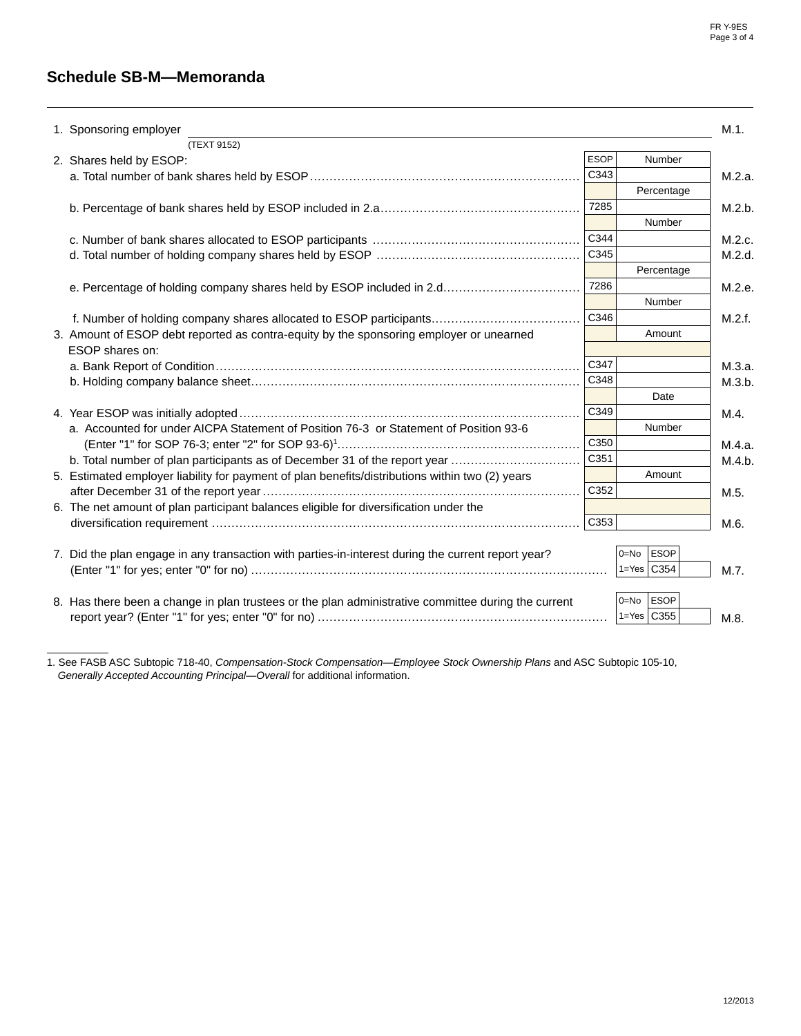## Schedule SB-M—Memoranda

1. Sponsoring employer ______________________________ M.1.
   (TEXT 9152)

| Item | ESOP | | |
|---|---|---|---|
| 2. Shares held by ESOP: | | Number | |
| a. Total number of bank shares held by ESOP | C343 | | M.2.a. |
| | | Percentage | |
| b. Percentage of bank shares held by ESOP included in 2.a | 7285 | | M.2.b. |
| | | Number | |
| c. Number of bank shares allocated to ESOP participants | C344 | | M.2.c. |
| d. Total number of holding company shares held by ESOP | C345 | | M.2.d. |
| | | Percentage | |
| e. Percentage of holding company shares held by ESOP included in 2.d | 7286 | | M.2.e. |
| | | Number | |
| f. Number of holding company shares allocated to ESOP participants | C346 | | M.2.f. |
| 3. Amount of ESOP debt reported as contra-equity by the sponsoring employer or unearned ESOP shares on: | | Amount | |
| a. Bank Report of Condition | C347 | | M.3.a. |
| b. Holding company balance sheet | C348 | | M.3.b. |
| | | Date | |
| 4. Year ESOP was initially adopted | C349 | | M.4. |
| | | Number | |
| a. Accounted for under AICPA Statement of Position 76-3 or Statement of Position 93-6 (Enter "1" for SOP 76-3; enter "2" for SOP 93-6)[1] | C350 | | M.4.a. |
| b. Total number of plan participants as of December 31 of the report year | C351 | | M.4.b. |
| | | Amount | |
| 5. Estimated employer liability for payment of plan benefits/distributions within two (2) years after December 31 of the report year | C352 | | M.5. |
| 6. The net amount of plan participant balances eligible for diversification under the diversification requirement | C353 | | M.6. |

| Item | 0=No / 1=Yes | ESOP | | |
|---|---|---|---|---|
| 7. Did the plan engage in any transaction with parties-in-interest during the current report year? (Enter "1" for yes; enter "0" for no) | 0=No / 1=Yes | C354 | | M.7. |
| 8. Has there been a change in plan trustees or the plan administrative committee during the current report year? (Enter "1" for yes; enter "0" for no) | 0=No / 1=Yes | C355 | | M.8. |

1. See FASB ASC Subtopic 718-40, *Compensation-Stock Compensation—Employee Stock Ownership Plans* and ASC Subtopic 105-10, *Generally Accepted Accounting Principal—Overall* for additional information.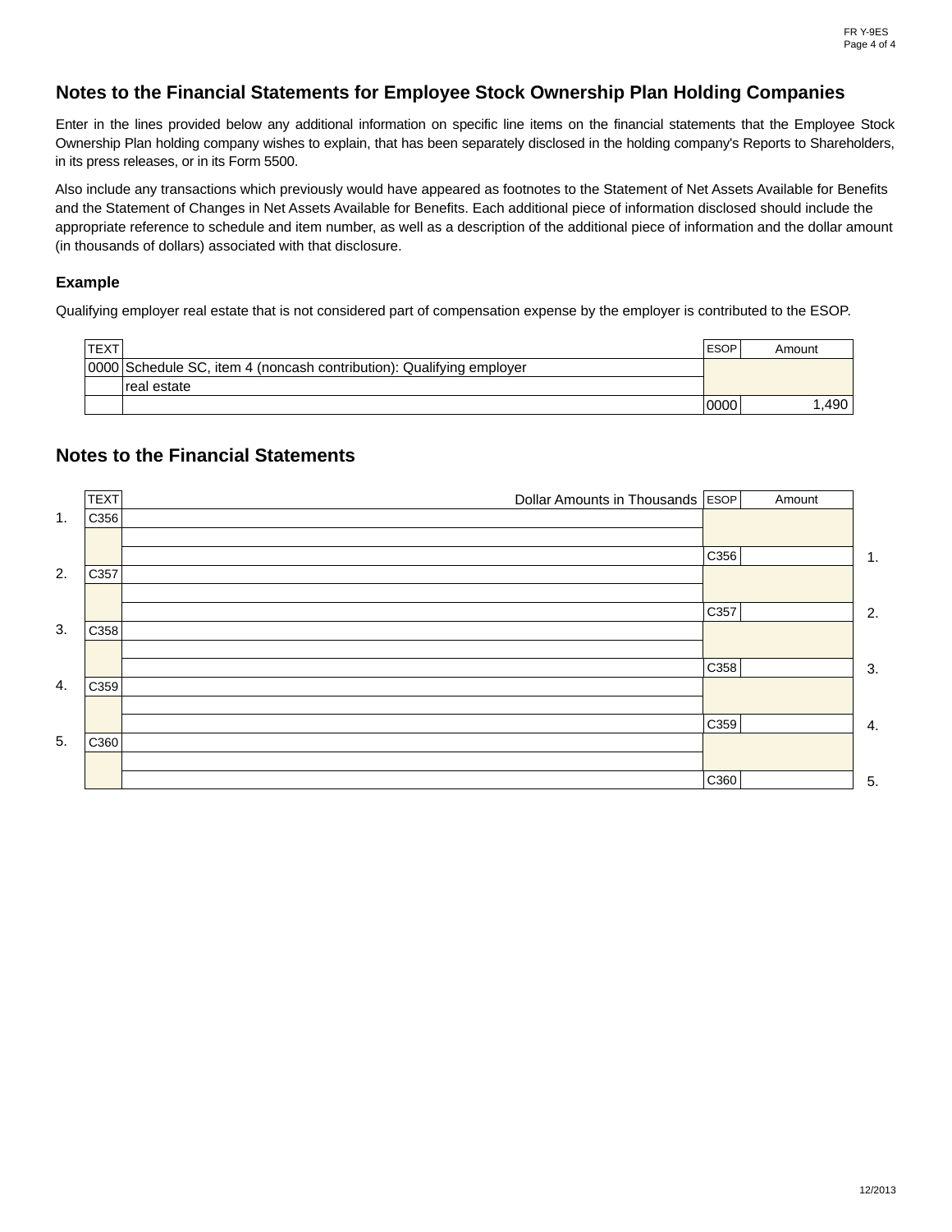## Notes to the Financial Statements for Employee Stock Ownership Plan Holding Companies

Enter in the lines provided below any additional information on specific line items on the financial statements that the Employee Stock Ownership Plan holding company wishes to explain, that has been separately disclosed in the holding company's Reports to Shareholders, in its press releases, or in its Form 5500.

Also include any transactions which previously would have appeared as footnotes to the Statement of Net Assets Available for Benefits and the Statement of Changes in Net Assets Available for Benefits. Each additional piece of information disclosed should include the appropriate reference to schedule and item number, as well as a description of the additional piece of information and the dollar amount (in thousands of dollars) associated with that disclosure.

### Example

Qualifying employer real estate that is not considered part of compensation expense by the employer is contributed to the ESOP.

| TEXT | | ESOP | Amount |
|---|---|---|---|
| 0000 | Schedule SC, item 4 (noncash contribution): Qualifying employer | | |
| | real estate | | |
| | | 0000 | 1,490 |

## Notes to the Financial Statements

| | TEXT | Dollar Amounts in Thousands | ESOP | Amount | |
|---|---|---|---|---|---|
| 1. | C356 | | | | |
| | | | | | |
| | | | C356 | | 1. |
| 2. | C357 | | | | |
| | | | | | |
| | | | C357 | | 2. |
| 3. | C358 | | | | |
| | | | | | |
| | | | C358 | | 3. |
| 4. | C359 | | | | |
| | | | | | |
| | | | C359 | | 4. |
| 5. | C360 | | | | |
| | | | | | |
| | | | C360 | | 5. |